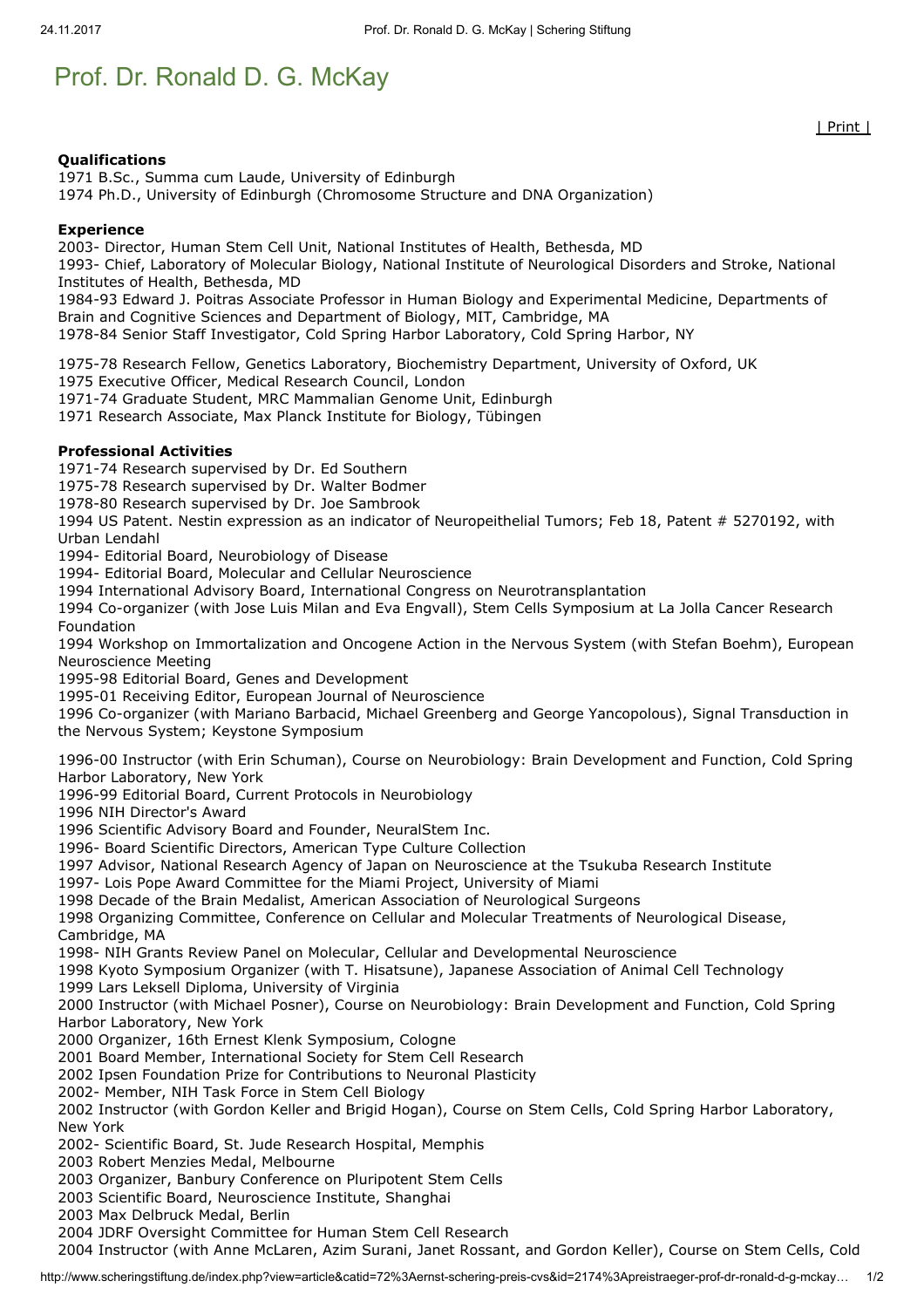# Prof. Dr. Ronald D. G. McKay

| Print |

**Qualifications**

1971 B.Sc., Summa cum Laude, University of Edinburgh
1974 Ph.D., University of Edinburgh (Chromosome Structure and DNA Organization)

**Experience**

2003- Director, Human Stem Cell Unit, National Institutes of Health, Bethesda, MD
1993- Chief, Laboratory of Molecular Biology, National Institute of Neurological Disorders and Stroke, National Institutes of Health, Bethesda, MD
1984-93 Edward J. Poitras Associate Professor in Human Biology and Experimental Medicine, Departments of Brain and Cognitive Sciences and Department of Biology, MIT, Cambridge, MA
1978-84 Senior Staff Investigator, Cold Spring Harbor Laboratory, Cold Spring Harbor, NY

1975-78 Research Fellow, Genetics Laboratory, Biochemistry Department, University of Oxford, UK
1975 Executive Officer, Medical Research Council, London
1971-74 Graduate Student, MRC Mammalian Genome Unit, Edinburgh
1971 Research Associate, Max Planck Institute for Biology, Tübingen

**Professional Activities**

1971-74 Research supervised by Dr. Ed Southern
1975-78 Research supervised by Dr. Walter Bodmer
1978-80 Research supervised by Dr. Joe Sambrook
1994 US Patent. Nestin expression as an indicator of Neuropeithelial Tumors; Feb 18, Patent # 5270192, with Urban Lendahl
1994- Editorial Board, Neurobiology of Disease
1994- Editorial Board, Molecular and Cellular Neuroscience
1994 International Advisory Board, International Congress on Neurotransplantation
1994 Co-organizer (with Jose Luis Milan and Eva Engvall), Stem Cells Symposium at La Jolla Cancer Research Foundation
1994 Workshop on Immortalization and Oncogene Action in the Nervous System (with Stefan Boehm), European Neuroscience Meeting
1995-98 Editorial Board, Genes and Development
1995-01 Receiving Editor, European Journal of Neuroscience
1996 Co-organizer (with Mariano Barbacid, Michael Greenberg and George Yancopolous), Signal Transduction in the Nervous System; Keystone Symposium

1996-00 Instructor (with Erin Schuman), Course on Neurobiology: Brain Development and Function, Cold Spring Harbor Laboratory, New York
1996-99 Editorial Board, Current Protocols in Neurobiology
1996 NIH Director's Award
1996 Scientific Advisory Board and Founder, NeuralStem Inc.
1996- Board Scientific Directors, American Type Culture Collection
1997 Advisor, National Research Agency of Japan on Neuroscience at the Tsukuba Research Institute
1997- Lois Pope Award Committee for the Miami Project, University of Miami
1998 Decade of the Brain Medalist, American Association of Neurological Surgeons
1998 Organizing Committee, Conference on Cellular and Molecular Treatments of Neurological Disease, Cambridge, MA
1998- NIH Grants Review Panel on Molecular, Cellular and Developmental Neuroscience
1998 Kyoto Symposium Organizer (with T. Hisatsune), Japanese Association of Animal Cell Technology
1999 Lars Leksell Diploma, University of Virginia
2000 Instructor (with Michael Posner), Course on Neurobiology: Brain Development and Function, Cold Spring Harbor Laboratory, New York
2000 Organizer, 16th Ernest Klenk Symposium, Cologne
2001 Board Member, International Society for Stem Cell Research
2002 Ipsen Foundation Prize for Contributions to Neuronal Plasticity
2002- Member, NIH Task Force in Stem Cell Biology
2002 Instructor (with Gordon Keller and Brigid Hogan), Course on Stem Cells, Cold Spring Harbor Laboratory, New York
2002- Scientific Board, St. Jude Research Hospital, Memphis
2003 Robert Menzies Medal, Melbourne
2003 Organizer, Banbury Conference on Pluripotent Stem Cells
2003 Scientific Board, Neuroscience Institute, Shanghai
2003 Max Delbruck Medal, Berlin
2004 JDRF Oversight Committee for Human Stem Cell Research
2004 Instructor (with Anne McLaren, Azim Surani, Janet Rossant, and Gordon Keller), Course on Stem Cells, Cold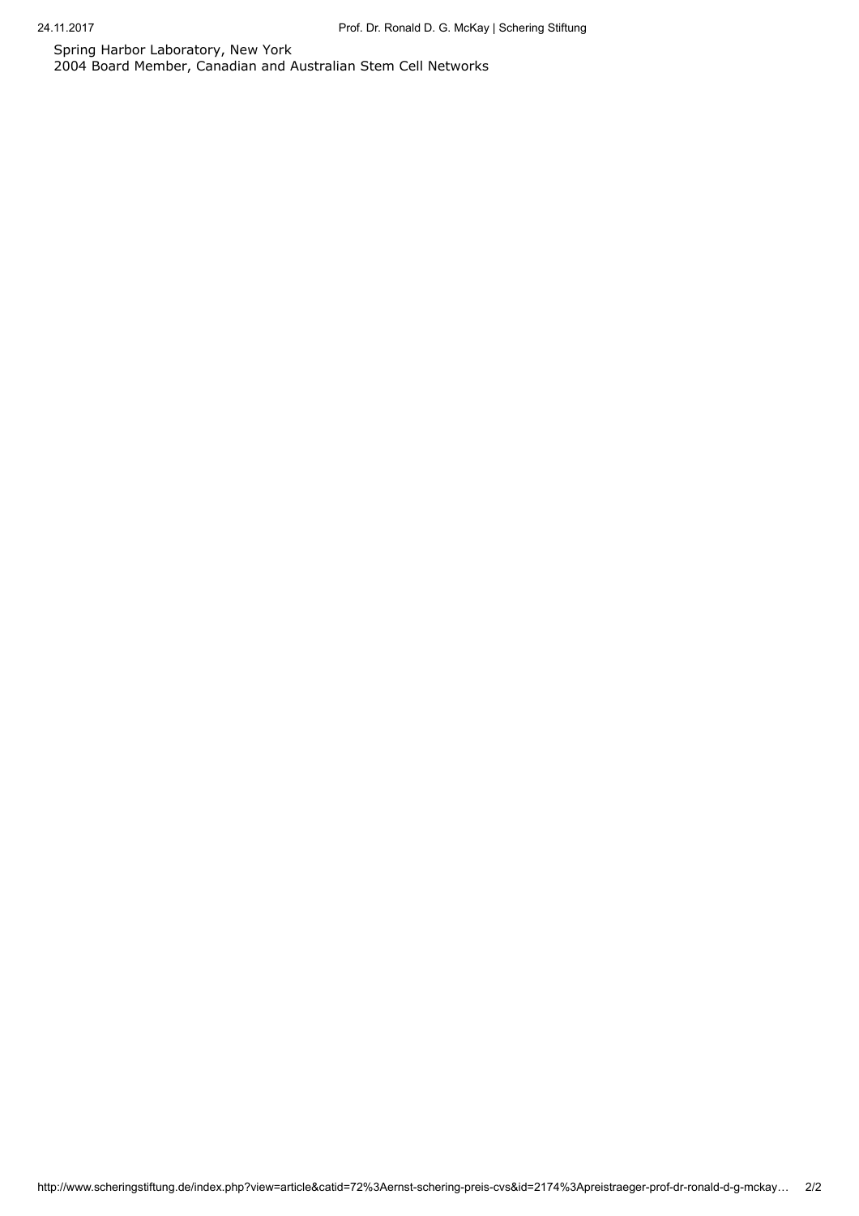Spring Harbor Laboratory, New York

2004 Board Member, Canadian and Australian Stem Cell Networks